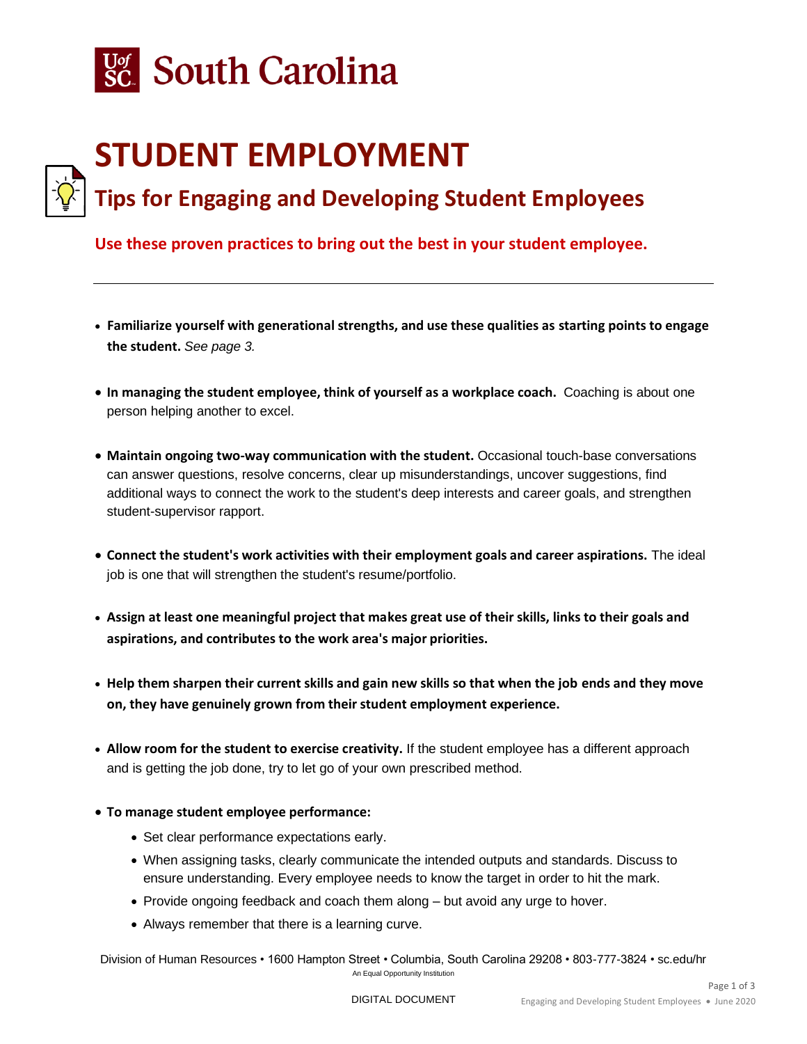South Carolina

# STUDENT EMPLOYMENT

## Tips for Engaging and Developing Student Employees

**Use these proven practices to bring out the best in your student employee.**

---

- **Familiarize yourself with generational strengths, and use these qualities as starting points to engage the student.** *See page 3.*
- **In managing the student employee, think of yourself as a workplace coach.** Coaching is about one person helping another to excel.
- **Maintain ongoing two-way communication with the student.** Occasional touch-base conversations can answer questions, resolve concerns, clear up misunderstandings, uncover suggestions, find additional ways to connect the work to the student's deep interests and career goals, and strengthen student-supervisor rapport.
- **Connect the student's work activities with their employment goals and career aspirations.** The ideal job is one that will strengthen the student's resume/portfolio.
- **Assign at least one meaningful project that makes great use of their skills, links to their goals and aspirations, and contributes to the work area's major priorities.**
- **Help them sharpen their current skills and gain new skills so that when the job ends and they move on, they have genuinely grown from their student employment experience.**
- **Allow room for the student to exercise creativity.** If the student employee has a different approach and is getting the job done, try to let go of your own prescribed method.
- **To manage student employee performance:**
  - Set clear performance expectations early.
  - When assigning tasks, clearly communicate the intended outputs and standards. Discuss to ensure understanding. Every employee needs to know the target in order to hit the mark.
  - Provide ongoing feedback and coach them along – but avoid any urge to hover.
  - Always remember that there is a learning curve.

Division of Human Resources • 1600 Hampton Street • Columbia, South Carolina 29208 • 803-777-3824 • sc.edu/hr

An Equal Opportunity Institution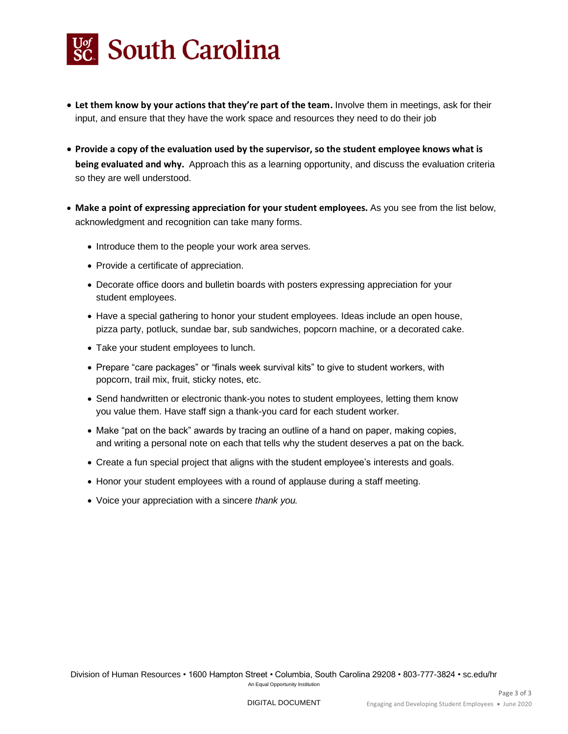- **Let them know by your actions that they're part of the team.** Involve them in meetings, ask for their input, and ensure that they have the work space and resources they need to do their job

- **Provide a copy of the evaluation used by the supervisor, so the student employee knows what is being evaluated and why.** Approach this as a learning opportunity, and discuss the evaluation criteria so they are well understood.

- **Make a point of expressing appreciation for your student employees.** As you see from the list below, acknowledgment and recognition can take many forms.

  - Introduce them to the people your work area serves.
  - Provide a certificate of appreciation.
  - Decorate office doors and bulletin boards with posters expressing appreciation for your student employees.
  - Have a special gathering to honor your student employees. Ideas include an open house, pizza party, potluck, sundae bar, sub sandwiches, popcorn machine, or a decorated cake.
  - Take your student employees to lunch.
  - Prepare "care packages" or "finals week survival kits" to give to student workers, with popcorn, trail mix, fruit, sticky notes, etc.
  - Send handwritten or electronic thank-you notes to student employees, letting them know you value them. Have staff sign a thank-you card for each student worker.
  - Make "pat on the back" awards by tracing an outline of a hand on paper, making copies, and writing a personal note on each that tells why the student deserves a pat on the back.
  - Create a fun special project that aligns with the student employee's interests and goals.
  - Honor your student employees with a round of applause during a staff meeting.
  - Voice your appreciation with a sincere *thank you.*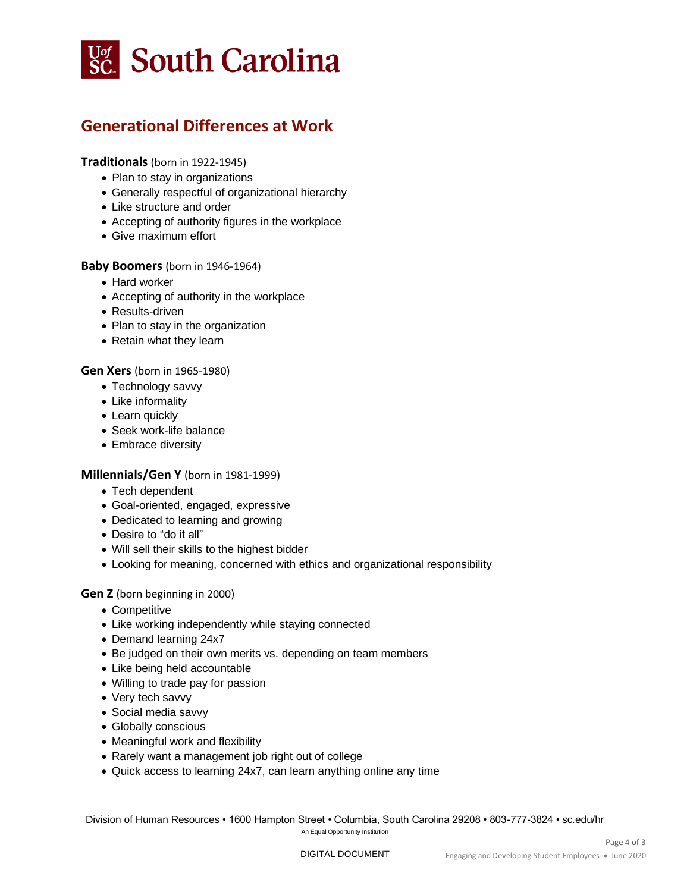# Generational Differences at Work

**Traditionals** (born in 1922-1945)

- Plan to stay in organizations
- Generally respectful of organizational hierarchy
- Like structure and order
- Accepting of authority figures in the workplace
- Give maximum effort

**Baby Boomers** (born in 1946-1964)

- Hard worker
- Accepting of authority in the workplace
- Results-driven
- Plan to stay in the organization
- Retain what they learn

**Gen Xers** (born in 1965-1980)

- Technology savvy
- Like informality
- Learn quickly
- Seek work-life balance
- Embrace diversity

**Millennials/Gen Y** (born in 1981-1999)

- Tech dependent
- Goal-oriented, engaged, expressive
- Dedicated to learning and growing
- Desire to "do it all"
- Will sell their skills to the highest bidder
- Looking for meaning, concerned with ethics and organizational responsibility

**Gen Z** (born beginning in 2000)

- Competitive
- Like working independently while staying connected
- Demand learning 24x7
- Be judged on their own merits vs. depending on team members
- Like being held accountable
- Willing to trade pay for passion
- Very tech savvy
- Social media savvy
- Globally conscious
- Meaningful work and flexibility
- Rarely want a management job right out of college
- Quick access to learning 24x7, can learn anything online any time

Division of Human Resources • 1600 Hampton Street • Columbia, South Carolina 29208 • 803-777-3824 • sc.edu/hr

An Equal Opportunity Institution